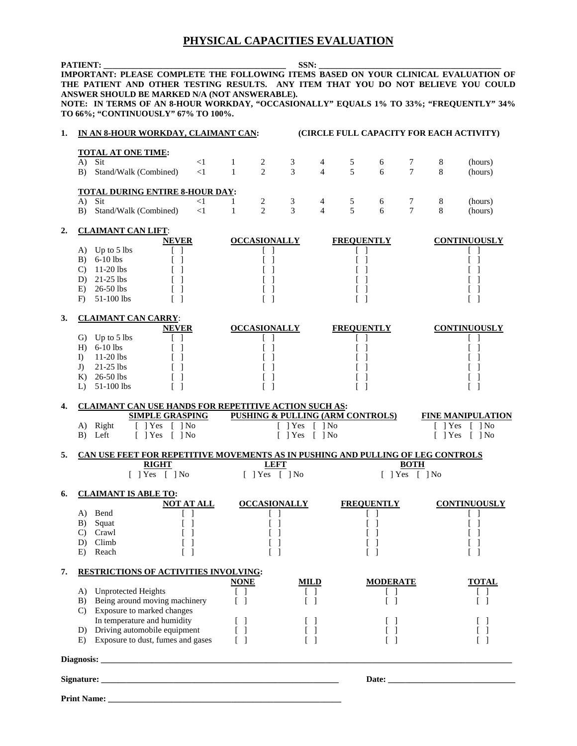# PHYSICAL CAPACITIES EVALUATION

**PATIENT:** ____________________________________________ **SSN:** ____________________________________________

**IMPORTANT: PLEASE COMPLETE THE FOLLOWING ITEMS BASED ON YOUR CLINICAL EVALUATION OF THE PATIENT AND OTHER TESTING RESULTS. ANY ITEM THAT YOU DO NOT BELIEVE YOU COULD ANSWER SHOULD BE MARKED N/A (NOT ANSWERABLE).**

**NOTE: IN TERMS OF AN 8-HOUR WORKDAY, "OCCASIONALLY" EQUALS 1% TO 33%; "FREQUENTLY" 34% TO 66%; "CONTINUOUSLY" 67% TO 100%.**

**1. IN AN 8-HOUR WORKDAY, CLAIMANT CAN:** **(CIRCLE FULL CAPACITY FOR EACH ACTIVITY)**

**TOTAL AT ONE TIME:**

| | | | | | | | | | | |
|---|---|---|---|---|---|---|---|---|---|---|
| A) Sit | <1 | 1 | 2 | 3 | 4 | 5 | 6 | 7 | 8 | (hours) |
| B) Stand/Walk (Combined) | <1 | 1 | 2 | 3 | 4 | 5 | 6 | 7 | 8 | (hours) |

**TOTAL DURING ENTIRE 8-HOUR DAY:**

| | | | | | | | | | | |
|---|---|---|---|---|---|---|---|---|---|---|
| A) Sit | <1 | 1 | 2 | 3 | 4 | 5 | 6 | 7 | 8 | (hours) |
| B) Stand/Walk (Combined) | <1 | 1 | 2 | 3 | 4 | 5 | 6 | 7 | 8 | (hours) |

**2. CLAIMANT CAN LIFT:**

| | NEVER | OCCASIONALLY | FREQUENTLY | CONTINUOUSLY |
|---|---|---|---|---|
| A) Up to 5 lbs | [ ] | [ ] | [ ] | [ ] |
| B) 6-10 lbs | [ ] | [ ] | [ ] | [ ] |
| C) 11-20 lbs | [ ] | [ ] | [ ] | [ ] |
| D) 21-25 lbs | [ ] | [ ] | [ ] | [ ] |
| E) 26-50 lbs | [ ] | [ ] | [ ] | [ ] |
| F) 51-100 lbs | [ ] | [ ] | [ ] | [ ] |

**3. CLAIMANT CAN CARRY:**

| | NEVER | OCCASIONALLY | FREQUENTLY | CONTINUOUSLY |
|---|---|---|---|---|
| G) Up to 5 lbs | [ ] | [ ] | [ ] | [ ] |
| H) 6-10 lbs | [ ] | [ ] | [ ] | [ ] |
| I) 11-20 lbs | [ ] | [ ] | [ ] | [ ] |
| J) 21-25 lbs | [ ] | [ ] | [ ] | [ ] |
| K) 26-50 lbs | [ ] | [ ] | [ ] | [ ] |
| L) 51-100 lbs | [ ] | [ ] | [ ] | [ ] |

**4. CLAIMANT CAN USE HANDS FOR REPETITIVE ACTION SUCH AS:**

| | SIMPLE GRASPING | PUSHING & PULLING (ARM CONTROLS) | FINE MANIPULATION |
|---|---|---|---|
| A) Right | [ ] Yes [ ] No | [ ] Yes [ ] No | [ ] Yes [ ] No |
| B) Left | [ ] Yes [ ] No | [ ] Yes [ ] No | [ ] Yes [ ] No |

**5. CAN USE FEET FOR REPETITIVE MOVEMENTS AS IN PUSHING AND PULLING OF LEG CONTROLS**

| RIGHT | LEFT | BOTH |
|---|---|---|
| [ ] Yes [ ] No | [ ] Yes [ ] No | [ ] Yes [ ] No |

**6. CLAIMANT IS ABLE TO:**

| | NOT AT ALL | OCCASIONALLY | FREQUENTLY | CONTINUOUSLY |
|---|---|---|---|---|
| A) Bend | [ ] | [ ] | [ ] | [ ] |
| B) Squat | [ ] | [ ] | [ ] | [ ] |
| C) Crawl | [ ] | [ ] | [ ] | [ ] |
| D) Climb | [ ] | [ ] | [ ] | [ ] |
| E) Reach | [ ] | [ ] | [ ] | [ ] |

**7. RESTRICTIONS OF ACTIVITIES INVOLVING:**

| | NONE | MILD | MODERATE | TOTAL |
|---|---|---|---|---|
| A) Unprotected Heights | [ ] | [ ] | [ ] | [ ] |
| B) Being around moving machinery | [ ] | [ ] | [ ] | [ ] |
| C) Exposure to marked changes In temperature and humidity | [ ] | [ ] | [ ] | [ ] |
| D) Driving automobile equipment | [ ] | [ ] | [ ] | [ ] |
| E) Exposure to dust, fumes and gases | [ ] | [ ] | [ ] | [ ] |

**Diagnosis:** ____________________________________________________________________________

**Signature:** ____________________________________________ **Date:** ______________________

**Print Name:** ____________________________________________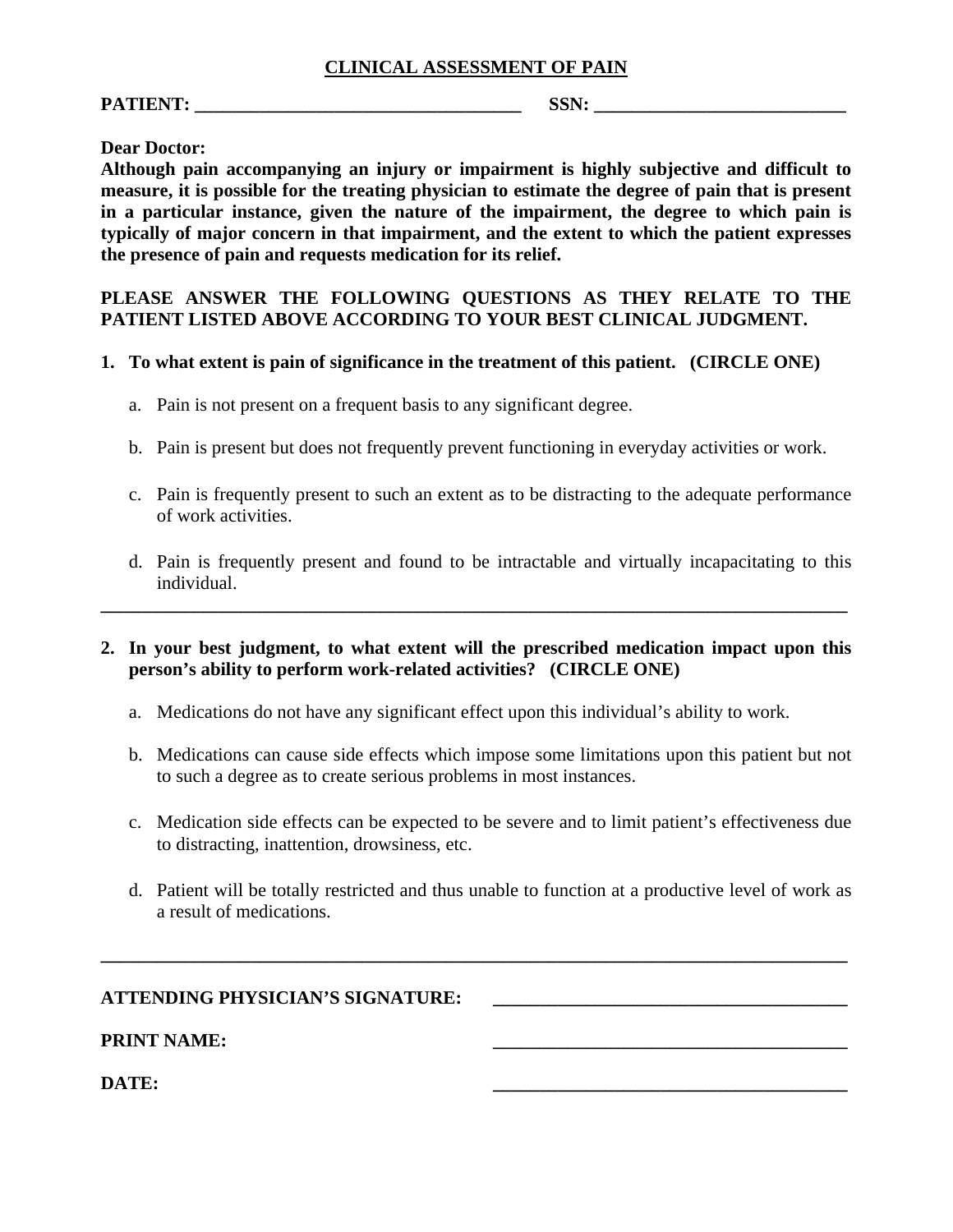# CLINICAL ASSESSMENT OF PAIN

**PATIENT: ___________________________________ SSN: ___________________________**

**Dear Doctor:**
**Although pain accompanying an injury or impairment is highly subjective and difficult to measure, it is possible for the treating physician to estimate the degree of pain that is present in a particular instance, given the nature of the impairment, the degree to which pain is typically of major concern in that impairment, and the extent to which the patient expresses the presence of pain and requests medication for its relief.**

**PLEASE ANSWER THE FOLLOWING QUESTIONS AS THEY RELATE TO THE PATIENT LISTED ABOVE ACCORDING TO YOUR BEST CLINICAL JUDGMENT.**

1. **To what extent is pain of significance in the treatment of this patient. (CIRCLE ONE)**

   a. Pain is not present on a frequent basis to any significant degree.

   b. Pain is present but does not frequently prevent functioning in everyday activities or work.

   c. Pain is frequently present to such an extent as to be distracting to the adequate performance of work activities.

   d. Pain is frequently present and found to be intractable and virtually incapacitating to this individual.

---

2. **In your best judgment, to what extent will the prescribed medication impact upon this person's ability to perform work-related activities? (CIRCLE ONE)**

   a. Medications do not have any significant effect upon this individual's ability to work.

   b. Medications can cause side effects which impose some limitations upon this patient but not to such a degree as to create serious problems in most instances.

   c. Medication side effects can be expected to be severe and to limit patient's effectiveness due to distracting, inattention, drowsiness, etc.

   d. Patient will be totally restricted and thus unable to function at a productive level of work as a result of medications.

---

**ATTENDING PHYSICIAN'S SIGNATURE:** _____________________________________

**PRINT NAME:** _____________________________________

**DATE:** _____________________________________